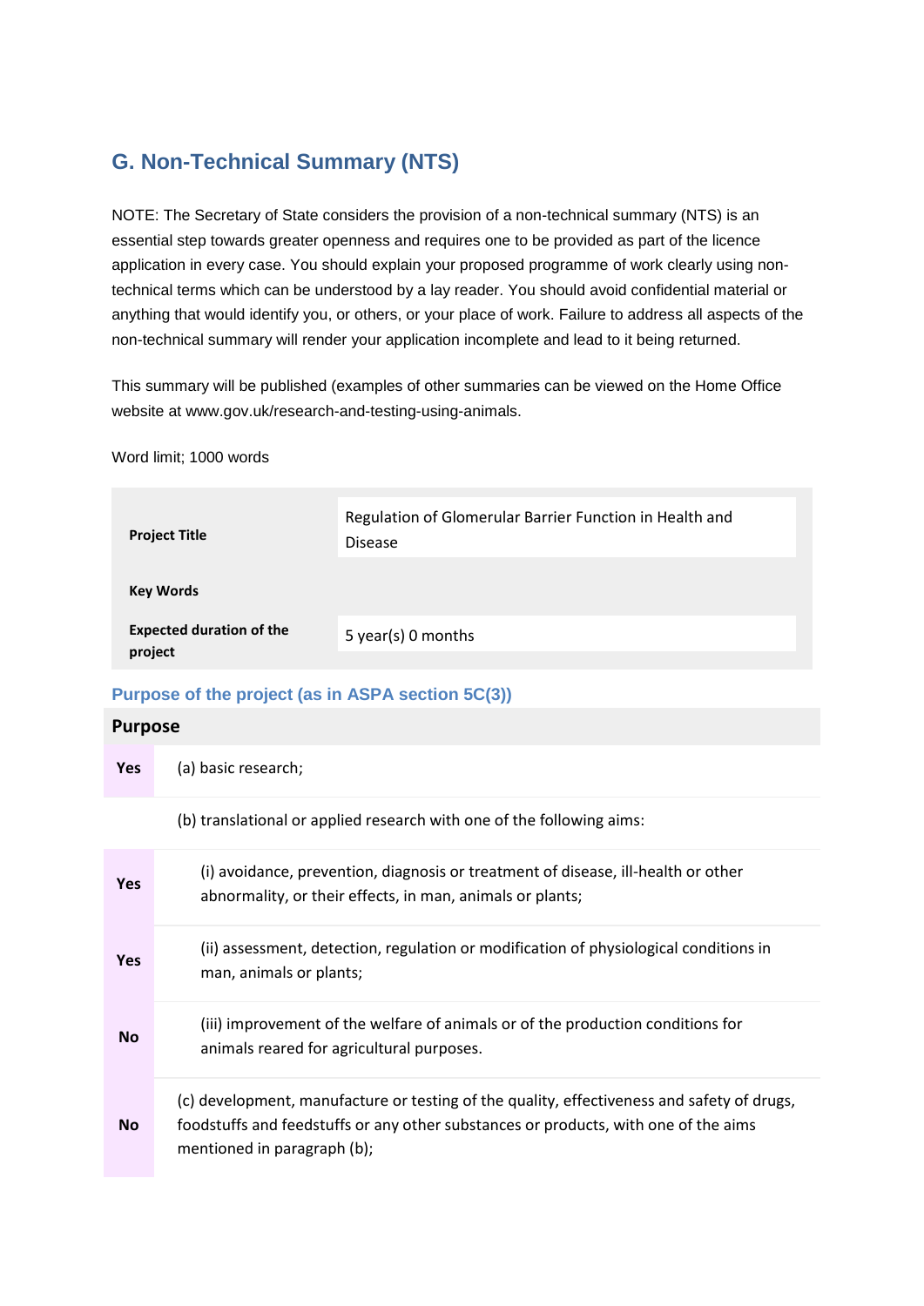## G. Non-Technical Summary (NTS)

NOTE: The Secretary of State considers the provision of a non-technical summary (NTS) is an essential step towards greater openness and requires one to be provided as part of the licence application in every case. You should explain your proposed programme of work clearly using non-technical terms which can be understood by a lay reader. You should avoid confidential material or anything that would identify you, or others, or your place of work. Failure to address all aspects of the non-technical summary will render your application incomplete and lead to it being returned.

This summary will be published (examples of other summaries can be viewed on the Home Office website at www.gov.uk/research-and-testing-using-animals.

Word limit; 1000 words

| | |
|---|---|
| **Project Title** | Regulation of Glomerular Barrier Function in Health and Disease |
| **Key Words** | |
| **Expected duration of the project** | 5 year(s) 0 months |

### Purpose of the project (as in ASPA section 5C(3))

| **Purpose** | |
|---|---|
| **Yes** | (a) basic research; |
| | (b) translational or applied research with one of the following aims: |
| **Yes** | (i) avoidance, prevention, diagnosis or treatment of disease, ill-health or other abnormality, or their effects, in man, animals or plants; |
| **Yes** | (ii) assessment, detection, regulation or modification of physiological conditions in man, animals or plants; |
| **No** | (iii) improvement of the welfare of animals or of the production conditions for animals reared for agricultural purposes. |
| **No** | (c) development, manufacture or testing of the quality, effectiveness and safety of drugs, foodstuffs and feedstuffs or any other substances or products, with one of the aims mentioned in paragraph (b); |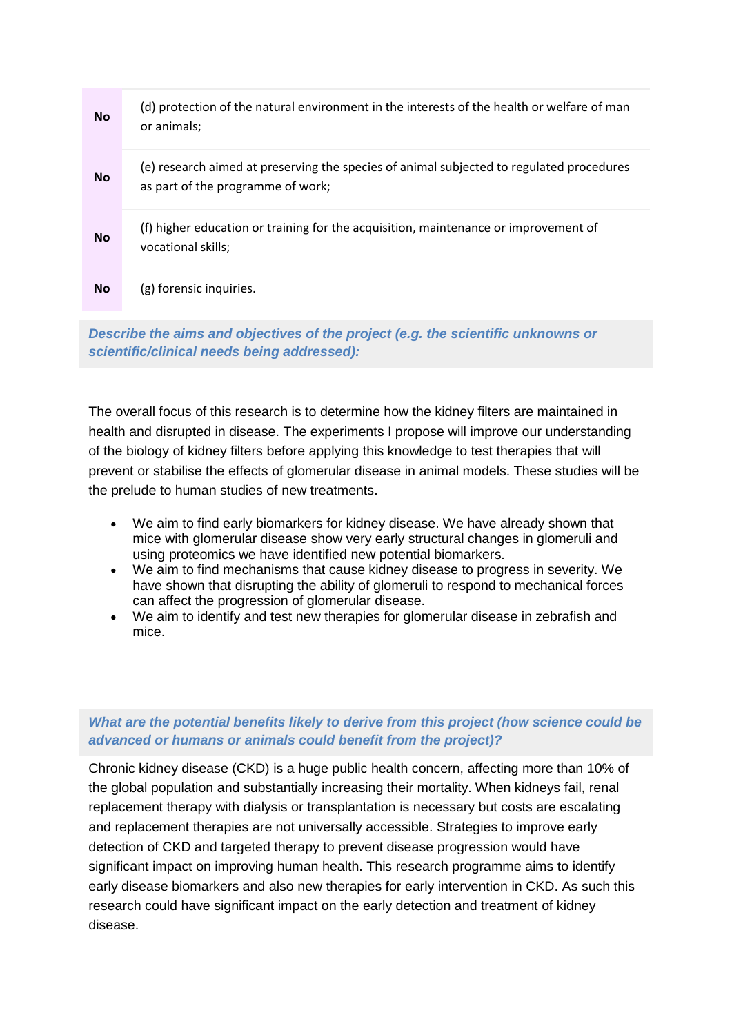| | |
|---|---|
| **No** | (d) protection of the natural environment in the interests of the health or welfare of man or animals; |
| **No** | (e) research aimed at preserving the species of animal subjected to regulated procedures as part of the programme of work; |
| **No** | (f) higher education or training for the acquisition, maintenance or improvement of vocational skills; |
| **No** | (g) forensic inquiries. |

***Describe the aims and objectives of the project (e.g. the scientific unknowns or scientific/clinical needs being addressed):***

The overall focus of this research is to determine how the kidney filters are maintained in health and disrupted in disease. The experiments I propose will improve our understanding of the biology of kidney filters before applying this knowledge to test therapies that will prevent or stabilise the effects of glomerular disease in animal models. These studies will be the prelude to human studies of new treatments.

- We aim to find early biomarkers for kidney disease. We have already shown that mice with glomerular disease show very early structural changes in glomeruli and using proteomics we have identified new potential biomarkers.
- We aim to find mechanisms that cause kidney disease to progress in severity. We have shown that disrupting the ability of glomeruli to respond to mechanical forces can affect the progression of glomerular disease.
- We aim to identify and test new therapies for glomerular disease in zebrafish and mice.

***What are the potential benefits likely to derive from this project (how science could be advanced or humans or animals could benefit from the project)?***

Chronic kidney disease (CKD) is a huge public health concern, affecting more than 10% of the global population and substantially increasing their mortality. When kidneys fail, renal replacement therapy with dialysis or transplantation is necessary but costs are escalating and replacement therapies are not universally accessible. Strategies to improve early detection of CKD and targeted therapy to prevent disease progression would have significant impact on improving human health. This research programme aims to identify early disease biomarkers and also new therapies for early intervention in CKD. As such this research could have significant impact on the early detection and treatment of kidney disease.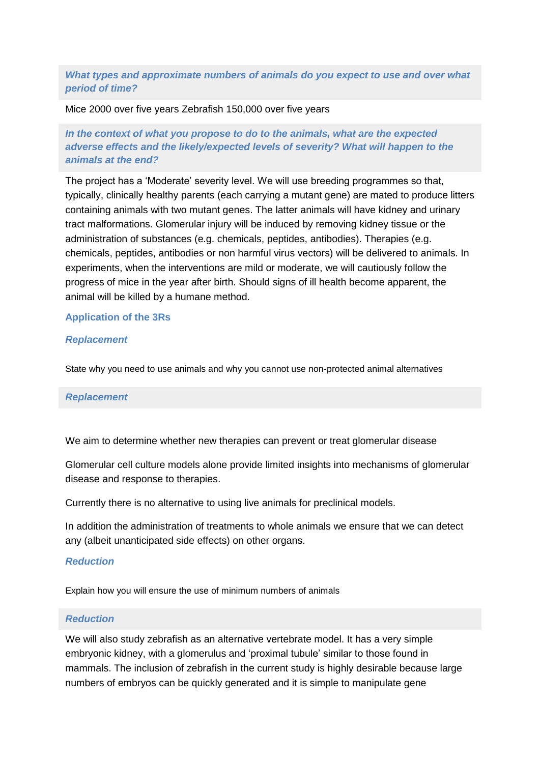***What types and approximate numbers of animals do you expect to use and over what period of time?***

Mice 2000 over five years Zebrafish 150,000 over five years

***In the context of what you propose to do to the animals, what are the expected adverse effects and the likely/expected levels of severity? What will happen to the animals at the end?***

The project has a 'Moderate' severity level. We will use breeding programmes so that, typically, clinically healthy parents (each carrying a mutant gene) are mated to produce litters containing animals with two mutant genes. The latter animals will have kidney and urinary tract malformations. Glomerular injury will be induced by removing kidney tissue or the administration of substances (e.g. chemicals, peptides, antibodies). Therapies (e.g. chemicals, peptides, antibodies or non harmful virus vectors) will be delivered to animals. In experiments, when the interventions are mild or moderate, we will cautiously follow the progress of mice in the year after birth. Should signs of ill health become apparent, the animal will be killed by a humane method.

## Application of the 3Rs

### *Replacement*

State why you need to use animals and why you cannot use non-protected animal alternatives

### *Replacement*

We aim to determine whether new therapies can prevent or treat glomerular disease

Glomerular cell culture models alone provide limited insights into mechanisms of glomerular disease and response to therapies.

Currently there is no alternative to using live animals for preclinical models.

In addition the administration of treatments to whole animals we ensure that we can detect any (albeit unanticipated side effects) on other organs.

### *Reduction*

Explain how you will ensure the use of minimum numbers of animals

### *Reduction*

We will also study zebrafish as an alternative vertebrate model. It has a very simple embryonic kidney, with a glomerulus and 'proximal tubule' similar to those found in mammals. The inclusion of zebrafish in the current study is highly desirable because large numbers of embryos can be quickly generated and it is simple to manipulate gene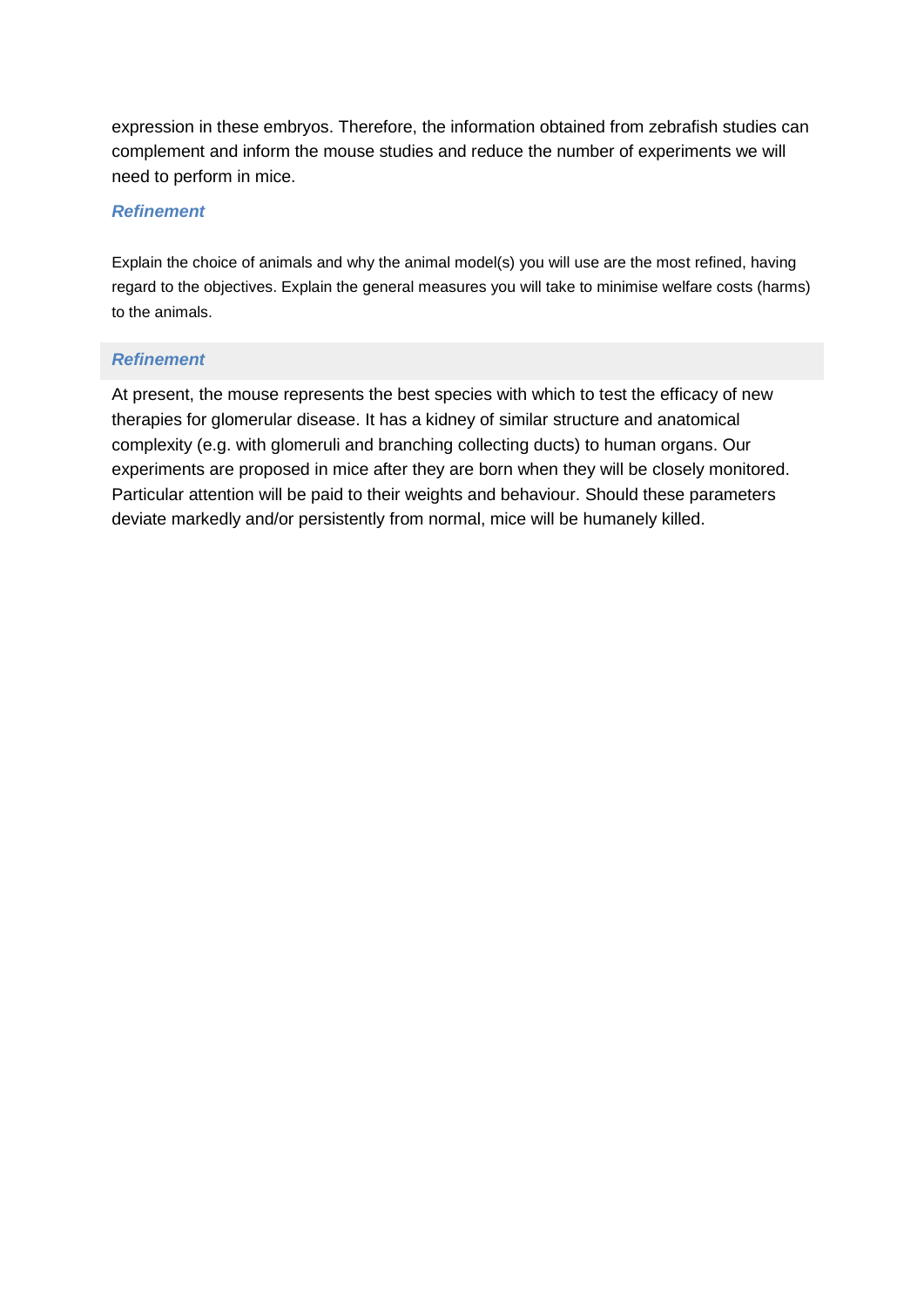expression in these embryos. Therefore, the information obtained from zebrafish studies can complement and inform the mouse studies and reduce the number of experiments we will need to perform in mice.

### *Refinement*

Explain the choice of animals and why the animal model(s) you will use are the most refined, having regard to the objectives. Explain the general measures you will take to minimise welfare costs (harms) to the animals.

### *Refinement*

At present, the mouse represents the best species with which to test the efficacy of new therapies for glomerular disease. It has a kidney of similar structure and anatomical complexity (e.g. with glomeruli and branching collecting ducts) to human organs. Our experiments are proposed in mice after they are born when they will be closely monitored. Particular attention will be paid to their weights and behaviour. Should these parameters deviate markedly and/or persistently from normal, mice will be humanely killed.